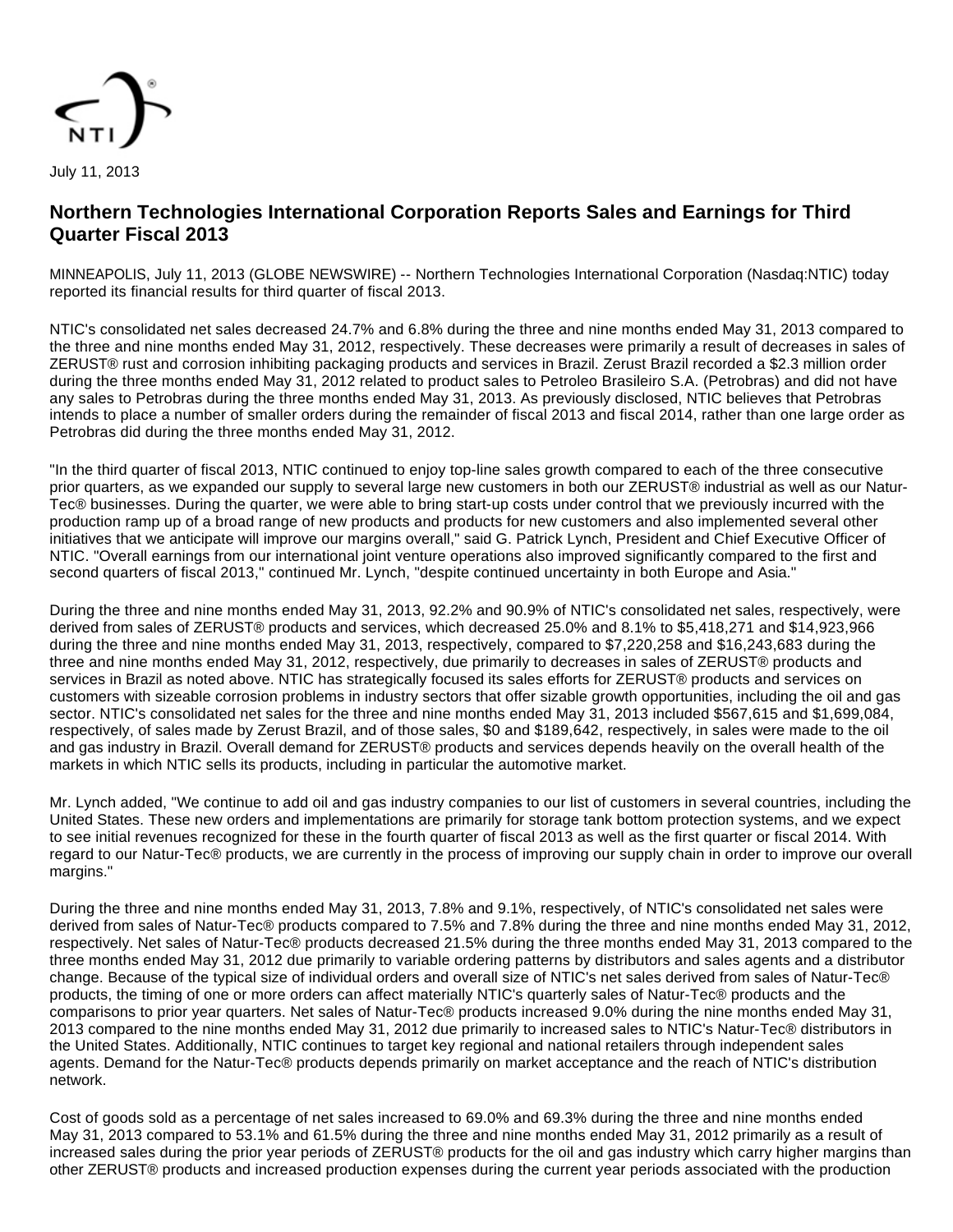July 11, 2013

# Northern Technologies International Corporation Reports Sales and Earnings for Third Quarter Fiscal 2013

MINNEAPOLIS, July 11, 2013 (GLOBE NEWSWIRE) -- Northern Technologies International Corporation (Nasdaq:NTIC) today reported its financial results for third quarter of fiscal 2013.

NTIC's consolidated net sales decreased 24.7% and 6.8% during the three and nine months ended May 31, 2013 compared to the three and nine months ended May 31, 2012, respectively. These decreases were primarily a result of decreases in sales of ZERUST® rust and corrosion inhibiting packaging products and services in Brazil. Zerust Brazil recorded a $2.3 million order during the three months ended May 31, 2012 related to product sales to Petroleo Brasileiro S.A. (Petrobras) and did not have any sales to Petrobras during the three months ended May 31, 2013. As previously disclosed, NTIC believes that Petrobras intends to place a number of smaller orders during the remainder of fiscal 2013 and fiscal 2014, rather than one large order as Petrobras did during the three months ended May 31, 2012.

"In the third quarter of fiscal 2013, NTIC continued to enjoy top-line sales growth compared to each of the three consecutive prior quarters, as we expanded our supply to several large new customers in both our ZERUST® industrial as well as our Natur-Tec® businesses. During the quarter, we were able to bring start-up costs under control that we previously incurred with the production ramp up of a broad range of new products and products for new customers and also implemented several other initiatives that we anticipate will improve our margins overall," said G. Patrick Lynch, President and Chief Executive Officer of NTIC. "Overall earnings from our international joint venture operations also improved significantly compared to the first and second quarters of fiscal 2013," continued Mr. Lynch, "despite continued uncertainty in both Europe and Asia."

During the three and nine months ended May 31, 2013, 92.2% and 90.9% of NTIC's consolidated net sales, respectively, were derived from sales of ZERUST® products and services, which decreased 25.0% and 8.1% to $5,418,271 and $14,923,966 during the three and nine months ended May 31, 2013, respectively, compared to $7,220,258 and $16,243,683 during the three and nine months ended May 31, 2012, respectively, due primarily to decreases in sales of ZERUST® products and services in Brazil as noted above. NTIC has strategically focused its sales efforts for ZERUST® products and services on customers with sizeable corrosion problems in industry sectors that offer sizable growth opportunities, including the oil and gas sector. NTIC's consolidated net sales for the three and nine months ended May 31, 2013 included $567,615 and $1,699,084, respectively, of sales made by Zerust Brazil, and of those sales, $0 and $189,642, respectively, in sales were made to the oil and gas industry in Brazil. Overall demand for ZERUST® products and services depends heavily on the overall health of the markets in which NTIC sells its products, including in particular the automotive market.

Mr. Lynch added, "We continue to add oil and gas industry companies to our list of customers in several countries, including the United States. These new orders and implementations are primarily for storage tank bottom protection systems, and we expect to see initial revenues recognized for these in the fourth quarter of fiscal 2013 as well as the first quarter or fiscal 2014. With regard to our Natur-Tec® products, we are currently in the process of improving our supply chain in order to improve our overall margins."

During the three and nine months ended May 31, 2013, 7.8% and 9.1%, respectively, of NTIC's consolidated net sales were derived from sales of Natur-Tec® products compared to 7.5% and 7.8% during the three and nine months ended May 31, 2012, respectively. Net sales of Natur-Tec® products decreased 21.5% during the three months ended May 31, 2013 compared to the three months ended May 31, 2012 due primarily to variable ordering patterns by distributors and sales agents and a distributor change. Because of the typical size of individual orders and overall size of NTIC's net sales derived from sales of Natur-Tec® products, the timing of one or more orders can affect materially NTIC's quarterly sales of Natur-Tec® products and the comparisons to prior year quarters. Net sales of Natur-Tec® products increased 9.0% during the nine months ended May 31, 2013 compared to the nine months ended May 31, 2012 due primarily to increased sales to NTIC's Natur-Tec® distributors in the United States. Additionally, NTIC continues to target key regional and national retailers through independent sales agents. Demand for the Natur-Tec® products depends primarily on market acceptance and the reach of NTIC's distribution network.

Cost of goods sold as a percentage of net sales increased to 69.0% and 69.3% during the three and nine months ended May 31, 2013 compared to 53.1% and 61.5% during the three and nine months ended May 31, 2012 primarily as a result of increased sales during the prior year periods of ZERUST® products for the oil and gas industry which carry higher margins than other ZERUST® products and increased production expenses during the current year periods associated with the production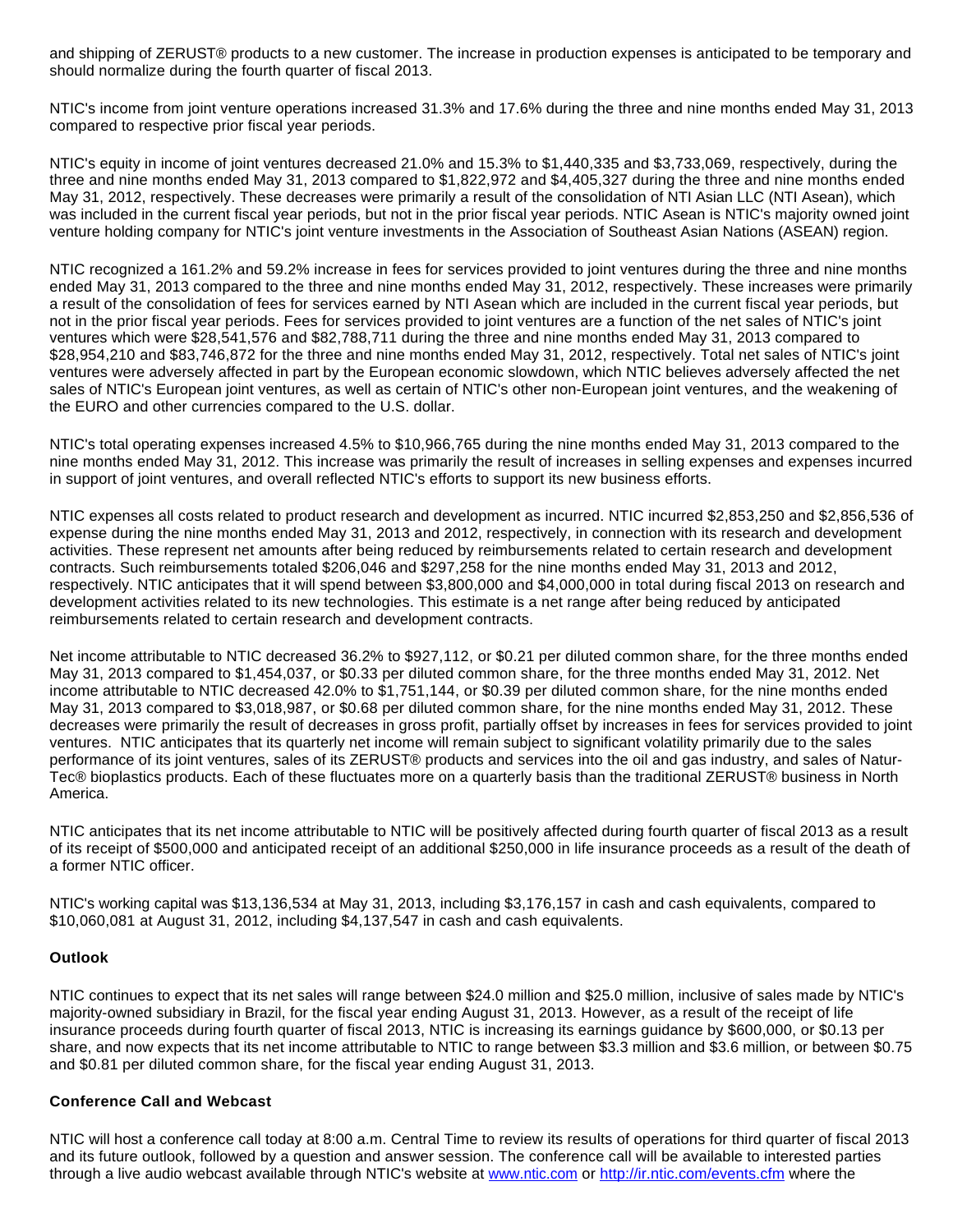and shipping of ZERUST® products to a new customer. The increase in production expenses is anticipated to be temporary and should normalize during the fourth quarter of fiscal 2013.

NTIC's income from joint venture operations increased 31.3% and 17.6% during the three and nine months ended May 31, 2013 compared to respective prior fiscal year periods.

NTIC's equity in income of joint ventures decreased 21.0% and 15.3% to $1,440,335 and $3,733,069, respectively, during the three and nine months ended May 31, 2013 compared to $1,822,972 and $4,405,327 during the three and nine months ended May 31, 2012, respectively. These decreases were primarily a result of the consolidation of NTI Asian LLC (NTI Asean), which was included in the current fiscal year periods, but not in the prior fiscal year periods. NTIC Asean is NTIC's majority owned joint venture holding company for NTIC's joint venture investments in the Association of Southeast Asian Nations (ASEAN) region.

NTIC recognized a 161.2% and 59.2% increase in fees for services provided to joint ventures during the three and nine months ended May 31, 2013 compared to the three and nine months ended May 31, 2012, respectively. These increases were primarily a result of the consolidation of fees for services earned by NTI Asean which are included in the current fiscal year periods, but not in the prior fiscal year periods. Fees for services provided to joint ventures are a function of the net sales of NTIC's joint ventures which were $28,541,576 and $82,788,711 during the three and nine months ended May 31, 2013 compared to $28,954,210 and $83,746,872 for the three and nine months ended May 31, 2012, respectively. Total net sales of NTIC's joint ventures were adversely affected in part by the European economic slowdown, which NTIC believes adversely affected the net sales of NTIC's European joint ventures, as well as certain of NTIC's other non-European joint ventures, and the weakening of the EURO and other currencies compared to the U.S. dollar.

NTIC's total operating expenses increased 4.5% to $10,966,765 during the nine months ended May 31, 2013 compared to the nine months ended May 31, 2012. This increase was primarily the result of increases in selling expenses and expenses incurred in support of joint ventures, and overall reflected NTIC's efforts to support its new business efforts.

NTIC expenses all costs related to product research and development as incurred. NTIC incurred $2,853,250 and $2,856,536 of expense during the nine months ended May 31, 2013 and 2012, respectively, in connection with its research and development activities. These represent net amounts after being reduced by reimbursements related to certain research and development contracts. Such reimbursements totaled $206,046 and $297,258 for the nine months ended May 31, 2013 and 2012, respectively. NTIC anticipates that it will spend between $3,800,000 and $4,000,000 in total during fiscal 2013 on research and development activities related to its new technologies. This estimate is a net range after being reduced by anticipated reimbursements related to certain research and development contracts.

Net income attributable to NTIC decreased 36.2% to $927,112, or $0.21 per diluted common share, for the three months ended May 31, 2013 compared to $1,454,037, or $0.33 per diluted common share, for the three months ended May 31, 2012. Net income attributable to NTIC decreased 42.0% to $1,751,144, or $0.39 per diluted common share, for the nine months ended May 31, 2013 compared to $3,018,987, or $0.68 per diluted common share, for the nine months ended May 31, 2012. These decreases were primarily the result of decreases in gross profit, partially offset by increases in fees for services provided to joint ventures. NTIC anticipates that its quarterly net income will remain subject to significant volatility primarily due to the sales performance of its joint ventures, sales of its ZERUST® products and services into the oil and gas industry, and sales of Natur-Tec® bioplastics products. Each of these fluctuates more on a quarterly basis than the traditional ZERUST® business in North America.

NTIC anticipates that its net income attributable to NTIC will be positively affected during fourth quarter of fiscal 2013 as a result of its receipt of $500,000 and anticipated receipt of an additional $250,000 in life insurance proceeds as a result of the death of a former NTIC officer.

NTIC's working capital was $13,136,534 at May 31, 2013, including $3,176,157 in cash and cash equivalents, compared to $10,060,081 at August 31, 2012, including $4,137,547 in cash and cash equivalents.

**Outlook**

NTIC continues to expect that its net sales will range between $24.0 million and $25.0 million, inclusive of sales made by NTIC's majority-owned subsidiary in Brazil, for the fiscal year ending August 31, 2013. However, as a result of the receipt of life insurance proceeds during fourth quarter of fiscal 2013, NTIC is increasing its earnings guidance by $600,000, or $0.13 per share, and now expects that its net income attributable to NTIC to range between $3.3 million and $3.6 million, or between $0.75 and $0.81 per diluted common share, for the fiscal year ending August 31, 2013.

**Conference Call and Webcast**

NTIC will host a conference call today at 8:00 a.m. Central Time to review its results of operations for third quarter of fiscal 2013 and its future outlook, followed by a question and answer session. The conference call will be available to interested parties through a live audio webcast available through NTIC's website at www.ntic.com or http://ir.ntic.com/events.cfm where the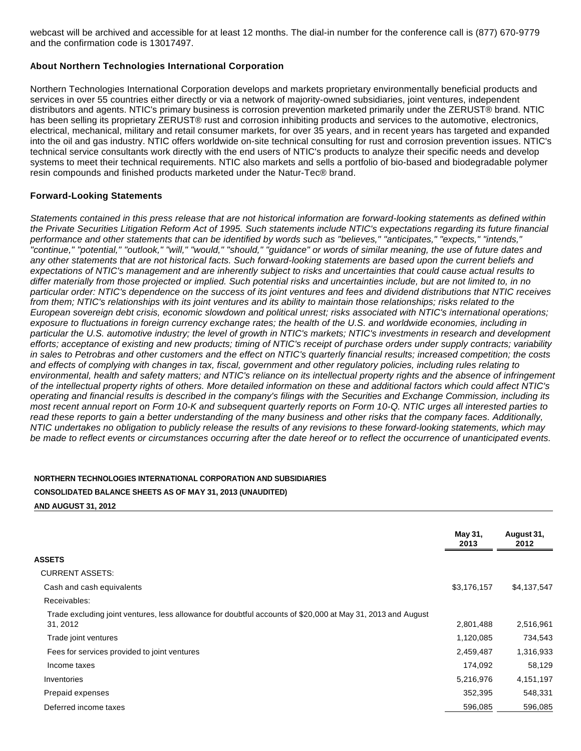webcast will be archived and accessible for at least 12 months. The dial-in number for the conference call is (877) 670-9779 and the confirmation code is 13017497.

### About Northern Technologies International Corporation

Northern Technologies International Corporation develops and markets proprietary environmentally beneficial products and services in over 55 countries either directly or via a network of majority-owned subsidiaries, joint ventures, independent distributors and agents. NTIC's primary business is corrosion prevention marketed primarily under the ZERUST® brand. NTIC has been selling its proprietary ZERUST® rust and corrosion inhibiting products and services to the automotive, electronics, electrical, mechanical, military and retail consumer markets, for over 35 years, and in recent years has targeted and expanded into the oil and gas industry. NTIC offers worldwide on-site technical consulting for rust and corrosion prevention issues. NTIC's technical service consultants work directly with the end users of NTIC's products to analyze their specific needs and develop systems to meet their technical requirements. NTIC also markets and sells a portfolio of bio-based and biodegradable polymer resin compounds and finished products marketed under the Natur-Tec® brand.

### Forward-Looking Statements

*Statements contained in this press release that are not historical information are forward-looking statements as defined within the Private Securities Litigation Reform Act of 1995. Such statements include NTIC's expectations regarding its future financial performance and other statements that can be identified by words such as "believes," "anticipates," "expects," "intends," "continue," "potential," "outlook," "will," "would," "should," "guidance" or words of similar meaning, the use of future dates and any other statements that are not historical facts. Such forward-looking statements are based upon the current beliefs and expectations of NTIC's management and are inherently subject to risks and uncertainties that could cause actual results to differ materially from those projected or implied. Such potential risks and uncertainties include, but are not limited to, in no particular order: NTIC's dependence on the success of its joint ventures and fees and dividend distributions that NTIC receives from them; NTIC's relationships with its joint ventures and its ability to maintain those relationships; risks related to the European sovereign debt crisis, economic slowdown and political unrest; risks associated with NTIC's international operations; exposure to fluctuations in foreign currency exchange rates; the health of the U.S. and worldwide economies, including in particular the U.S. automotive industry; the level of growth in NTIC's markets; NTIC's investments in research and development efforts; acceptance of existing and new products; timing of NTIC's receipt of purchase orders under supply contracts; variability in sales to Petrobras and other customers and the effect on NTIC's quarterly financial results; increased competition; the costs and effects of complying with changes in tax, fiscal, government and other regulatory policies, including rules relating to environmental, health and safety matters; and NTIC's reliance on its intellectual property rights and the absence of infringement of the intellectual property rights of others. More detailed information on these and additional factors which could affect NTIC's operating and financial results is described in the company's filings with the Securities and Exchange Commission, including its most recent annual report on Form 10-K and subsequent quarterly reports on Form 10-Q. NTIC urges all interested parties to read these reports to gain a better understanding of the many business and other risks that the company faces. Additionally, NTIC undertakes no obligation to publicly release the results of any revisions to these forward-looking statements, which may be made to reflect events or circumstances occurring after the date hereof or to reflect the occurrence of unanticipated events.*

**NORTHERN TECHNOLOGIES INTERNATIONAL CORPORATION AND SUBSIDIARIES**

**CONSOLIDATED BALANCE SHEETS AS OF MAY 31, 2013 (UNAUDITED)**

**AND AUGUST 31, 2012**

| | May 31, 2013 | August 31, 2012 |
|---|---|---|
| **ASSETS** | | |
| CURRENT ASSETS: | | |
| Cash and cash equivalents | $3,176,157 | $4,137,547 |
| Receivables: | | |
| Trade excluding joint ventures, less allowance for doubtful accounts of $20,000 at May 31, 2013 and August 31, 2012 | 2,801,488 | 2,516,961 |
| Trade joint ventures | 1,120,085 | 734,543 |
| Fees for services provided to joint ventures | 2,459,487 | 1,316,933 |
| Income taxes | 174,092 | 58,129 |
| Inventories | 5,216,976 | 4,151,197 |
| Prepaid expenses | 352,395 | 548,331 |
| Deferred income taxes | 596,085 | 596,085 |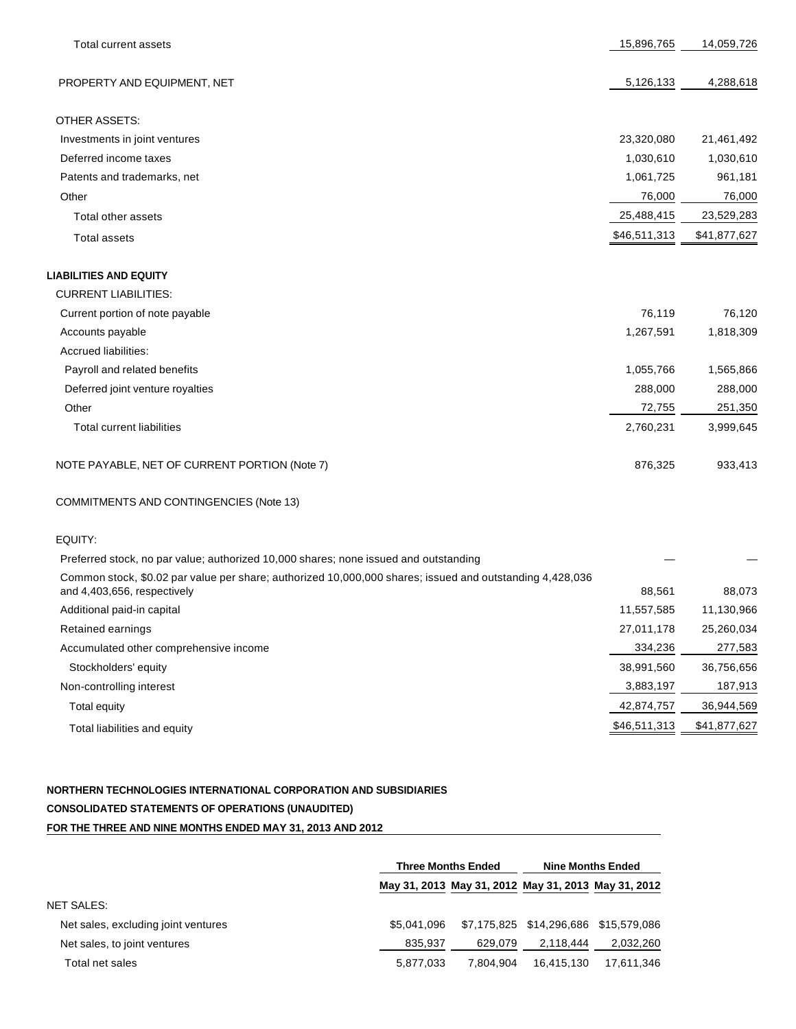| | | |
|---|---|---|
| Total current assets | 15,896,765 | 14,059,726 |
| PROPERTY AND EQUIPMENT, NET | 5,126,133 | 4,288,618 |
| OTHER ASSETS: | | |
| Investments in joint ventures | 23,320,080 | 21,461,492 |
| Deferred income taxes | 1,030,610 | 1,030,610 |
| Patents and trademarks, net | 1,061,725 | 961,181 |
| Other | 76,000 | 76,000 |
| Total other assets | 25,488,415 | 23,529,283 |
| Total assets | $46,511,313 | $41,877,627 |
| **LIABILITIES AND EQUITY** | | |
| CURRENT LIABILITIES: | | |
| Current portion of note payable | 76,119 | 76,120 |
| Accounts payable | 1,267,591 | 1,818,309 |
| Accrued liabilities: | | |
| Payroll and related benefits | 1,055,766 | 1,565,866 |
| Deferred joint venture royalties | 288,000 | 288,000 |
| Other | 72,755 | 251,350 |
| Total current liabilities | 2,760,231 | 3,999,645 |
| NOTE PAYABLE, NET OF CURRENT PORTION (Note 7) | 876,325 | 933,413 |
| COMMITMENTS AND CONTINGENCIES (Note 13) | | |
| EQUITY: | | |
| Preferred stock, no par value; authorized 10,000 shares; none issued and outstanding | — | — |
| Common stock, $0.02 par value per share; authorized 10,000,000 shares; issued and outstanding 4,428,036 and 4,403,656, respectively | 88,561 | 88,073 |
| Additional paid-in capital | 11,557,585 | 11,130,966 |
| Retained earnings | 27,011,178 | 25,260,034 |
| Accumulated other comprehensive income | 334,236 | 277,583 |
| Stockholders' equity | 38,991,560 | 36,756,656 |
| Non-controlling interest | 3,883,197 | 187,913 |
| Total equity | 42,874,757 | 36,944,569 |
| Total liabilities and equity | $46,511,313 | $41,877,627 |

**NORTHERN TECHNOLOGIES INTERNATIONAL CORPORATION AND SUBSIDIARIES**

**CONSOLIDATED STATEMENTS OF OPERATIONS (UNAUDITED)**

**FOR THE THREE AND NINE MONTHS ENDED MAY 31, 2013 AND 2012**

| | Three Months Ended | | Nine Months Ended | |
|---|---|---|---|---|
| | May 31, 2013 | May 31, 2012 | May 31, 2013 | May 31, 2012 |
| NET SALES: | | | | |
| Net sales, excluding joint ventures | $5,041,096 | $7,175,825 | $14,296,686 | $15,579,086 |
| Net sales, to joint ventures | 835,937 | 629,079 | 2,118,444 | 2,032,260 |
| Total net sales | 5,877,033 | 7,804,904 | 16,415,130 | 17,611,346 |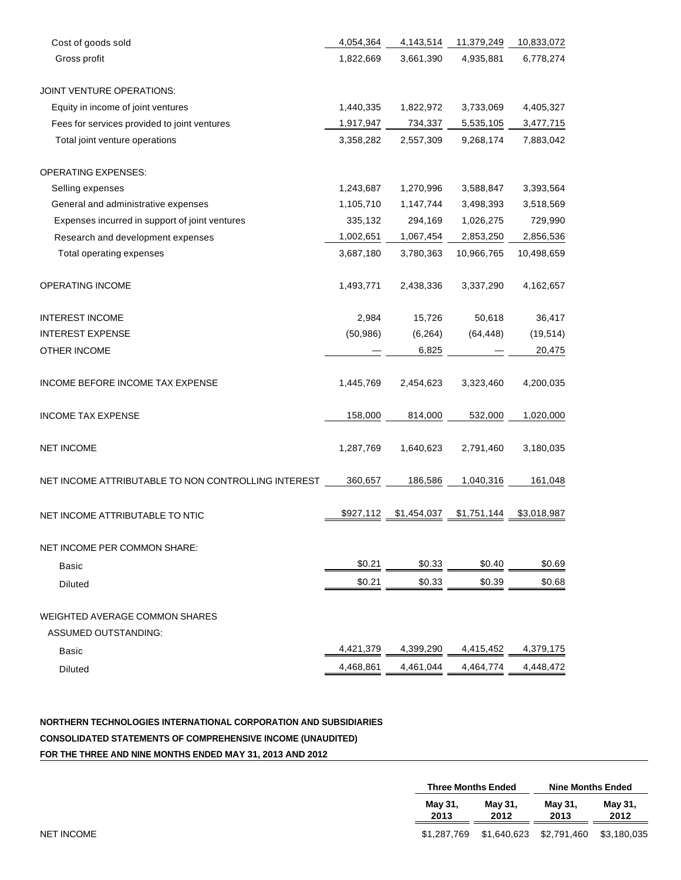| | | | | |
|---|---|---|---|---|
| Cost of goods sold | 4,054,364 | 4,143,514 | 11,379,249 | 10,833,072 |
| Gross profit | 1,822,669 | 3,661,390 | 4,935,881 | 6,778,274 |
| | | | | |
| JOINT VENTURE OPERATIONS: | | | | |
| Equity in income of joint ventures | 1,440,335 | 1,822,972 | 3,733,069 | 4,405,327 |
| Fees for services provided to joint ventures | 1,917,947 | 734,337 | 5,535,105 | 3,477,715 |
| Total joint venture operations | 3,358,282 | 2,557,309 | 9,268,174 | 7,883,042 |
| | | | | |
| OPERATING EXPENSES: | | | | |
| Selling expenses | 1,243,687 | 1,270,996 | 3,588,847 | 3,393,564 |
| General and administrative expenses | 1,105,710 | 1,147,744 | 3,498,393 | 3,518,569 |
| Expenses incurred in support of joint ventures | 335,132 | 294,169 | 1,026,275 | 729,990 |
| Research and development expenses | 1,002,651 | 1,067,454 | 2,853,250 | 2,856,536 |
| Total operating expenses | 3,687,180 | 3,780,363 | 10,966,765 | 10,498,659 |
| | | | | |
| OPERATING INCOME | 1,493,771 | 2,438,336 | 3,337,290 | 4,162,657 |
| | | | | |
| INTEREST INCOME | 2,984 | 15,726 | 50,618 | 36,417 |
| INTEREST EXPENSE | (50,986) | (6,264) | (64,448) | (19,514) |
| OTHER INCOME | — | 6,825 | — | 20,475 |
| | | | | |
| INCOME BEFORE INCOME TAX EXPENSE | 1,445,769 | 2,454,623 | 3,323,460 | 4,200,035 |
| | | | | |
| INCOME TAX EXPENSE | 158,000 | 814,000 | 532,000 | 1,020,000 |
| | | | | |
| NET INCOME | 1,287,769 | 1,640,623 | 2,791,460 | 3,180,035 |
| | | | | |
| NET INCOME ATTRIBUTABLE TO NON CONTROLLING INTEREST | 360,657 | 186,586 | 1,040,316 | 161,048 |
| | | | | |
| NET INCOME ATTRIBUTABLE TO NTIC | $927,112 | $1,454,037 | $1,751,144 | $3,018,987 |
| | | | | |
| NET INCOME PER COMMON SHARE: | | | | |
| Basic | $0.21 | $0.33 | $0.40 | $0.69 |
| Diluted | $0.21 | $0.33 | $0.39 | $0.68 |
| | | | | |
| WEIGHTED AVERAGE COMMON SHARES ASSUMED OUTSTANDING: | | | | |
| Basic | 4,421,379 | 4,399,290 | 4,415,452 | 4,379,175 |
| Diluted | 4,468,861 | 4,461,044 | 4,464,774 | 4,448,472 |

**NORTHERN TECHNOLOGIES INTERNATIONAL CORPORATION AND SUBSIDIARIES**

**CONSOLIDATED STATEMENTS OF COMPREHENSIVE INCOME (UNAUDITED)**

**FOR THE THREE AND NINE MONTHS ENDED MAY 31, 2013 AND 2012**

| | Three Months Ended | | Nine Months Ended | |
|---|---|---|---|---|
| | May 31, 2013 | May 31, 2012 | May 31, 2013 | May 31, 2012 |
| NET INCOME | $1,287,769 | $1,640,623 | $2,791,460 | $3,180,035 |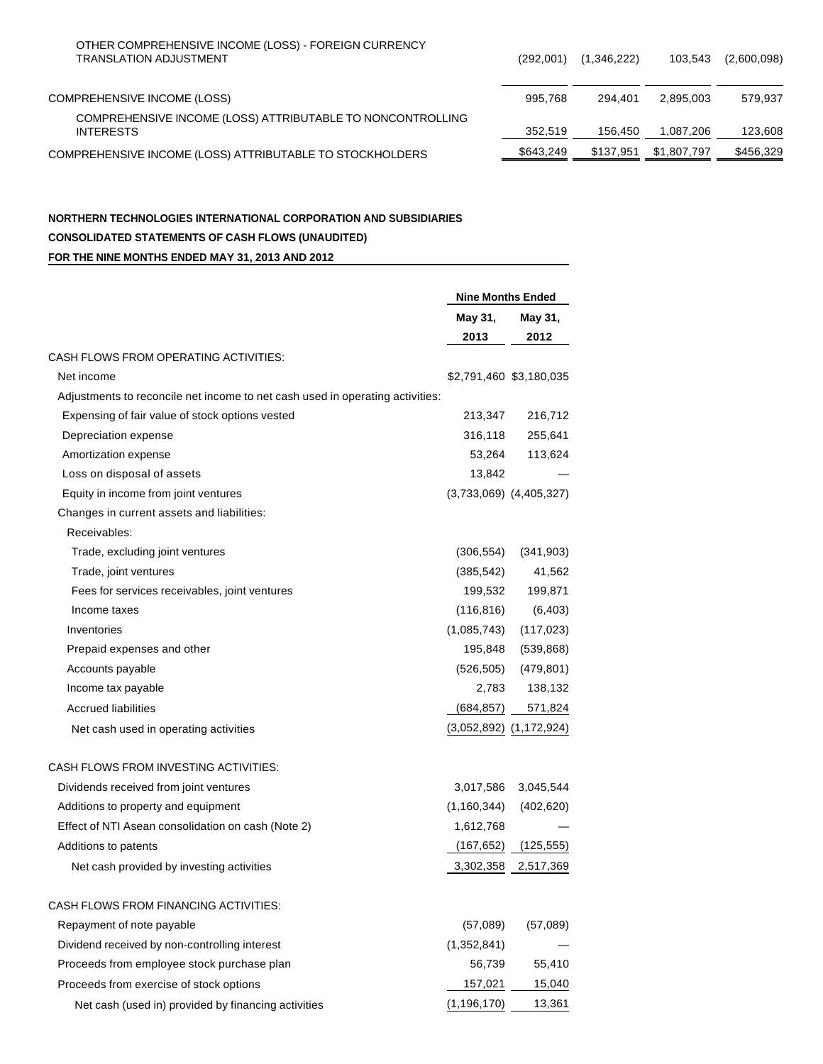| | | | | |
|---|---|---|---|---|
| OTHER COMPREHENSIVE INCOME (LOSS) - FOREIGN CURRENCY TRANSLATION ADJUSTMENT | (292,001) | (1,346,222) | 103,543 | (2,600,098) |
| COMPREHENSIVE INCOME (LOSS) | 995,768 | 294,401 | 2,895,003 | 579,937 |
| COMPREHENSIVE INCOME (LOSS) ATTRIBUTABLE TO NONCONTROLLING INTERESTS | 352,519 | 156,450 | 1,087,206 | 123,608 |
| COMPREHENSIVE INCOME (LOSS) ATTRIBUTABLE TO STOCKHOLDERS | $643,249 | $137,951 | $1,807,797 | $456,329 |

**NORTHERN TECHNOLOGIES INTERNATIONAL CORPORATION AND SUBSIDIARIES**

**CONSOLIDATED STATEMENTS OF CASH FLOWS (UNAUDITED)**

**FOR THE NINE MONTHS ENDED MAY 31, 2013 AND 2012**

| | Nine Months Ended | |
|---|---|---|
| | May 31, 2013 | May 31, 2012 |
| CASH FLOWS FROM OPERATING ACTIVITIES: | | |
| Net income | $2,791,460 | $3,180,035 |
| Adjustments to reconcile net income to net cash used in operating activities: | | |
| Expensing of fair value of stock options vested | 213,347 | 216,712 |
| Depreciation expense | 316,118 | 255,641 |
| Amortization expense | 53,264 | 113,624 |
| Loss on disposal of assets | 13,842 | — |
| Equity in income from joint ventures | (3,733,069) | (4,405,327) |
| Changes in current assets and liabilities: | | |
| Receivables: | | |
| Trade, excluding joint ventures | (306,554) | (341,903) |
| Trade, joint ventures | (385,542) | 41,562 |
| Fees for services receivables, joint ventures | 199,532 | 199,871 |
| Income taxes | (116,816) | (6,403) |
| Inventories | (1,085,743) | (117,023) |
| Prepaid expenses and other | 195,848 | (539,868) |
| Accounts payable | (526,505) | (479,801) |
| Income tax payable | 2,783 | 138,132 |
| Accrued liabilities | (684,857) | 571,824 |
| Net cash used in operating activities | (3,052,892) | (1,172,924) |
| CASH FLOWS FROM INVESTING ACTIVITIES: | | |
| Dividends received from joint ventures | 3,017,586 | 3,045,544 |
| Additions to property and equipment | (1,160,344) | (402,620) |
| Effect of NTI Asean consolidation on cash (Note 2) | 1,612,768 | — |
| Additions to patents | (167,652) | (125,555) |
| Net cash provided by investing activities | 3,302,358 | 2,517,369 |
| CASH FLOWS FROM FINANCING ACTIVITIES: | | |
| Repayment of note payable | (57,089) | (57,089) |
| Dividend received by non-controlling interest | (1,352,841) | — |
| Proceeds from employee stock purchase plan | 56,739 | 55,410 |
| Proceeds from exercise of stock options | 157,021 | 15,040 |
| Net cash (used in) provided by financing activities | (1,196,170) | 13,361 |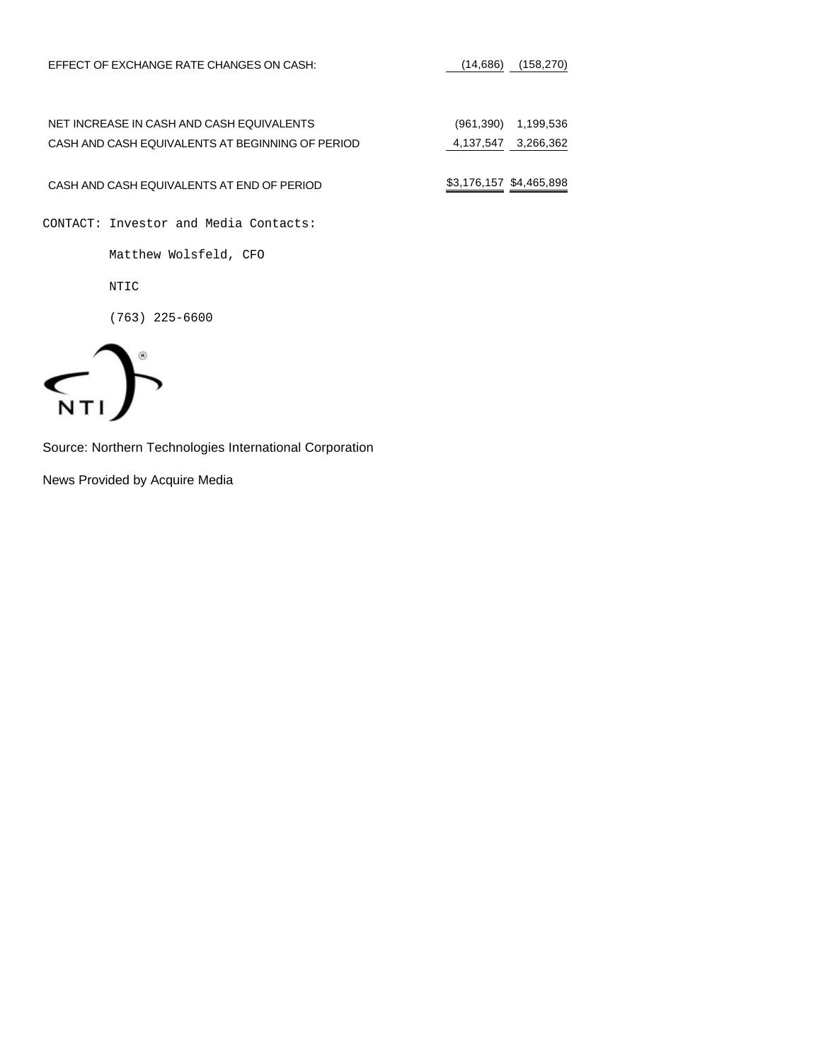| | | |
|---|---|---|
| EFFECT OF EXCHANGE RATE CHANGES ON CASH: | (14,686) | (158,270) |
| | | |
| NET INCREASE IN CASH AND CASH EQUIVALENTS | (961,390) | 1,199,536 |
| CASH AND CASH EQUIVALENTS AT BEGINNING OF PERIOD | 4,137,547 | 3,266,362 |
| | | |
| CASH AND CASH EQUIVALENTS AT END OF PERIOD | $3,176,157 | $4,465,898 |

```
CONTACT: Investor and Media Contacts:

         Matthew Wolsfeld, CFO

         NTIC

         (763) 225-6600
```

NTI

Source: Northern Technologies International Corporation

News Provided by Acquire Media